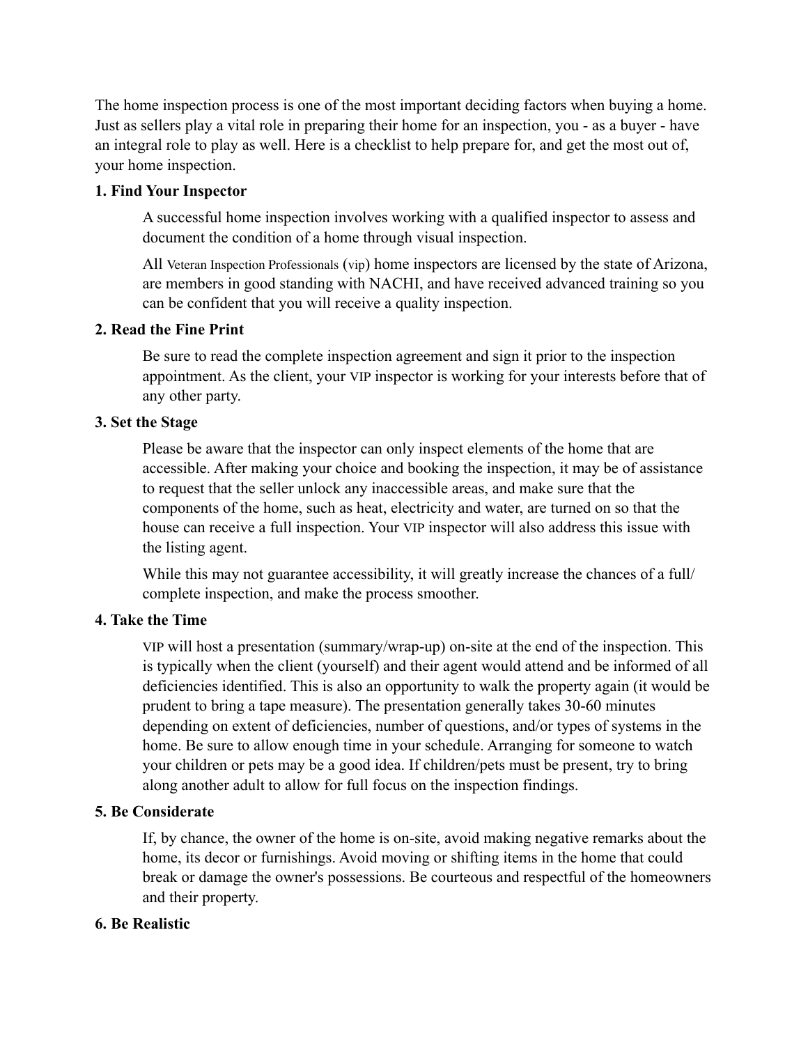The home inspection process is one of the most important deciding factors when buying a home. Just as sellers play a vital role in preparing their home for an inspection, you - as a buyer - have an integral role to play as well. Here is a checklist to help prepare for, and get the most out of, your home inspection.

**1. Find Your Inspector**

A successful home inspection involves working with a qualified inspector to assess and document the condition of a home through visual inspection.

All Veteran Inspection Professionals (vip) home inspectors are licensed by the state of Arizona, are members in good standing with NACHI, and have received advanced training so you can be confident that you will receive a quality inspection.

**2. Read the Fine Print**

Be sure to read the complete inspection agreement and sign it prior to the inspection appointment. As the client, your VIP inspector is working for your interests before that of any other party.

**3. Set the Stage**

Please be aware that the inspector can only inspect elements of the home that are accessible. After making your choice and booking the inspection, it may be of assistance to request that the seller unlock any inaccessible areas, and make sure that the components of the home, such as heat, electricity and water, are turned on so that the house can receive a full inspection. Your VIP inspector will also address this issue with the listing agent.

While this may not guarantee accessibility, it will greatly increase the chances of a full/complete inspection, and make the process smoother.

**4. Take the Time**

VIP will host a presentation (summary/wrap-up) on-site at the end of the inspection. This is typically when the client (yourself) and their agent would attend and be informed of all deficiencies identified. This is also an opportunity to walk the property again (it would be prudent to bring a tape measure). The presentation generally takes 30-60 minutes depending on extent of deficiencies, number of questions, and/or types of systems in the home. Be sure to allow enough time in your schedule. Arranging for someone to watch your children or pets may be a good idea. If children/pets must be present, try to bring along another adult to allow for full focus on the inspection findings.

**5. Be Considerate**

If, by chance, the owner of the home is on-site, avoid making negative remarks about the home, its decor or furnishings. Avoid moving or shifting items in the home that could break or damage the owner's possessions. Be courteous and respectful of the homeowners and their property.

**6. Be Realistic**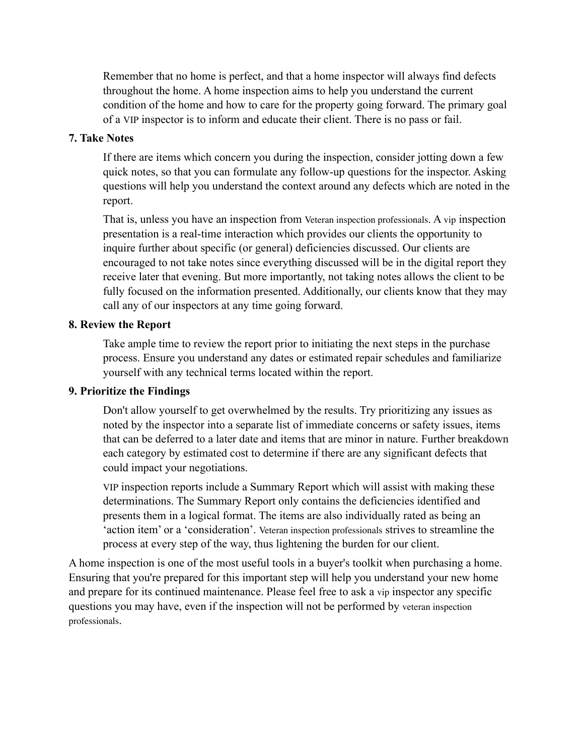Remember that no home is perfect, and that a home inspector will always find defects throughout the home. A home inspection aims to help you understand the current condition of the home and how to care for the property going forward. The primary goal of a VIP inspector is to inform and educate their client. There is no pass or fail.

**7. Take Notes**

If there are items which concern you during the inspection, consider jotting down a few quick notes, so that you can formulate any follow-up questions for the inspector. Asking questions will help you understand the context around any defects which are noted in the report.

That is, unless you have an inspection from Veteran inspection professionals. A vip inspection presentation is a real-time interaction which provides our clients the opportunity to inquire further about specific (or general) deficiencies discussed. Our clients are encouraged to not take notes since everything discussed will be in the digital report they receive later that evening. But more importantly, not taking notes allows the client to be fully focused on the information presented. Additionally, our clients know that they may call any of our inspectors at any time going forward.

**8. Review the Report**

Take ample time to review the report prior to initiating the next steps in the purchase process. Ensure you understand any dates or estimated repair schedules and familiarize yourself with any technical terms located within the report.

**9. Prioritize the Findings**

Don't allow yourself to get overwhelmed by the results. Try prioritizing any issues as noted by the inspector into a separate list of immediate concerns or safety issues, items that can be deferred to a later date and items that are minor in nature. Further breakdown each category by estimated cost to determine if there are any significant defects that could impact your negotiations.

VIP inspection reports include a Summary Report which will assist with making these determinations. The Summary Report only contains the deficiencies identified and presents them in a logical format. The items are also individually rated as being an 'action item' or a 'consideration'. Veteran inspection professionals strives to streamline the process at every step of the way, thus lightening the burden for our client.

A home inspection is one of the most useful tools in a buyer's toolkit when purchasing a home. Ensuring that you're prepared for this important step will help you understand your new home and prepare for its continued maintenance. Please feel free to ask a vip inspector any specific questions you may have, even if the inspection will not be performed by veteran inspection professionals.